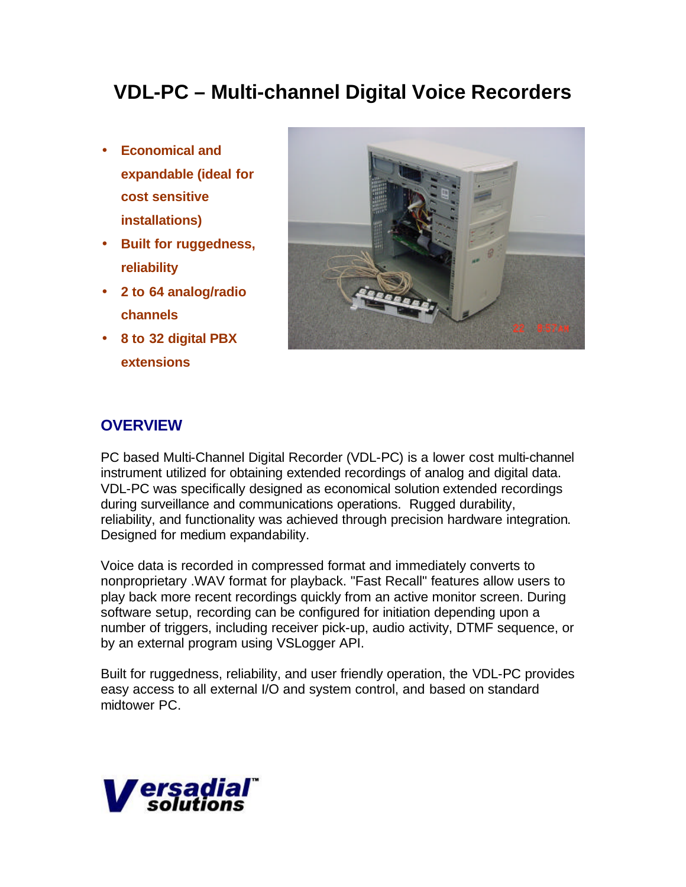# VDL-PC – Multi-channel Digital Voice Recorders

- **Economical and expandable (ideal for cost sensitive installations)**
- **Built for ruggedness, reliability**
- **2 to 64 analog/radio channels**
- **8 to 32 digital PBX extensions**

## OVERVIEW

PC based Multi-Channel Digital Recorder (VDL-PC) is a lower cost multi-channel instrument utilized for obtaining extended recordings of analog and digital data. VDL-PC was specifically designed as economical solution extended recordings during surveillance and communications operations. Rugged durability, reliability, and functionality was achieved through precision hardware integration. Designed for medium expandability.

Voice data is recorded in compressed format and immediately converts to nonproprietary .WAV format for playback. "Fast Recall" features allow users to play back more recent recordings quickly from an active monitor screen. During software setup, recording can be configured for initiation depending upon a number of triggers, including receiver pick-up, audio activity, DTMF sequence, or by an external program using VSLogger API.

Built for ruggedness, reliability, and user friendly operation, the VDL-PC provides easy access to all external I/O and system control, and based on standard midtower PC.

Versadial™ solutions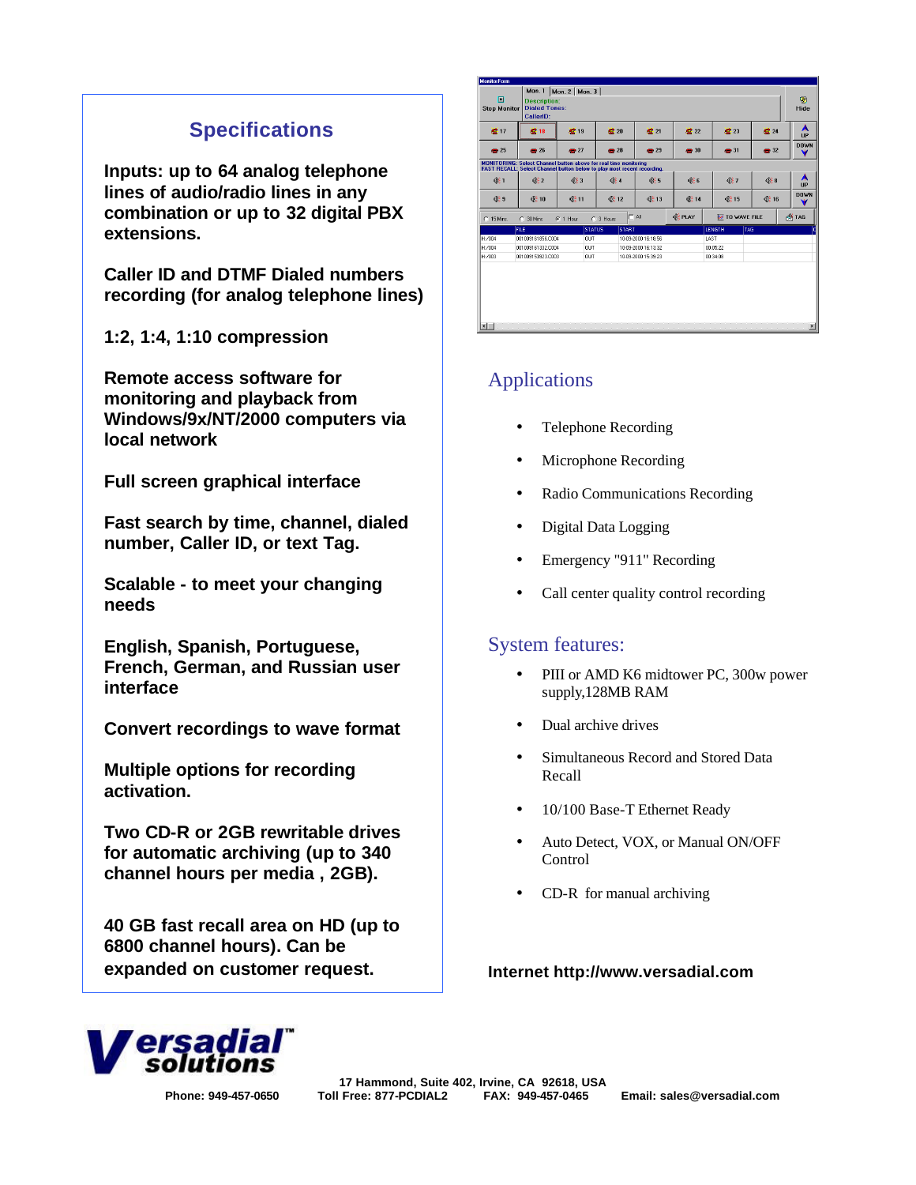## Specifications

**Inputs: up to 64 analog telephone lines of audio/radio lines in any combination or up to 32 digital PBX extensions.**

**Caller ID and DTMF Dialed numbers recording (for analog telephone lines)**

**1:2, 1:4, 1:10 compression**

**Remote access software for monitoring and playback from Windows/9x/NT/2000 computers via local network**

**Full screen graphical interface**

**Fast search by time, channel, dialed number, Caller ID, or text Tag.**

**Scalable - to meet your changing needs**

**English, Spanish, Portuguese, French, German, and Russian user interface**

**Convert recordings to wave format**

**Multiple options for recording activation.**

**Two CD-R or 2GB rewritable drives for automatic archiving (up to 340 channel hours per media , 2GB).**

**40 GB fast recall area on HD (up to 6800 channel hours). Can be expanded on customer request.**

## Applications

- Telephone Recording
- Microphone Recording
- Radio Communications Recording
- Digital Data Logging
- Emergency "911" Recording
- Call center quality control recording

## System features:

- PIII or AMD K6 midtower PC, 300w power supply,128MB RAM
- Dual archive drives
- Simultaneous Record and Stored Data Recall
- 10/100 Base-T Ethernet Ready
- Auto Detect, VOX, or Manual ON/OFF Control
- CD-R for manual archiving

**Internet http://www.versadial.com**

**Versadial™ solutions**

**17 Hammond, Suite 402, Irvine, CA 92618, USA**

**Phone: 949-457-0650 Toll Free: 877-PCDIAL2 FAX: 949-457-0465 Email: sales@versadial.com**